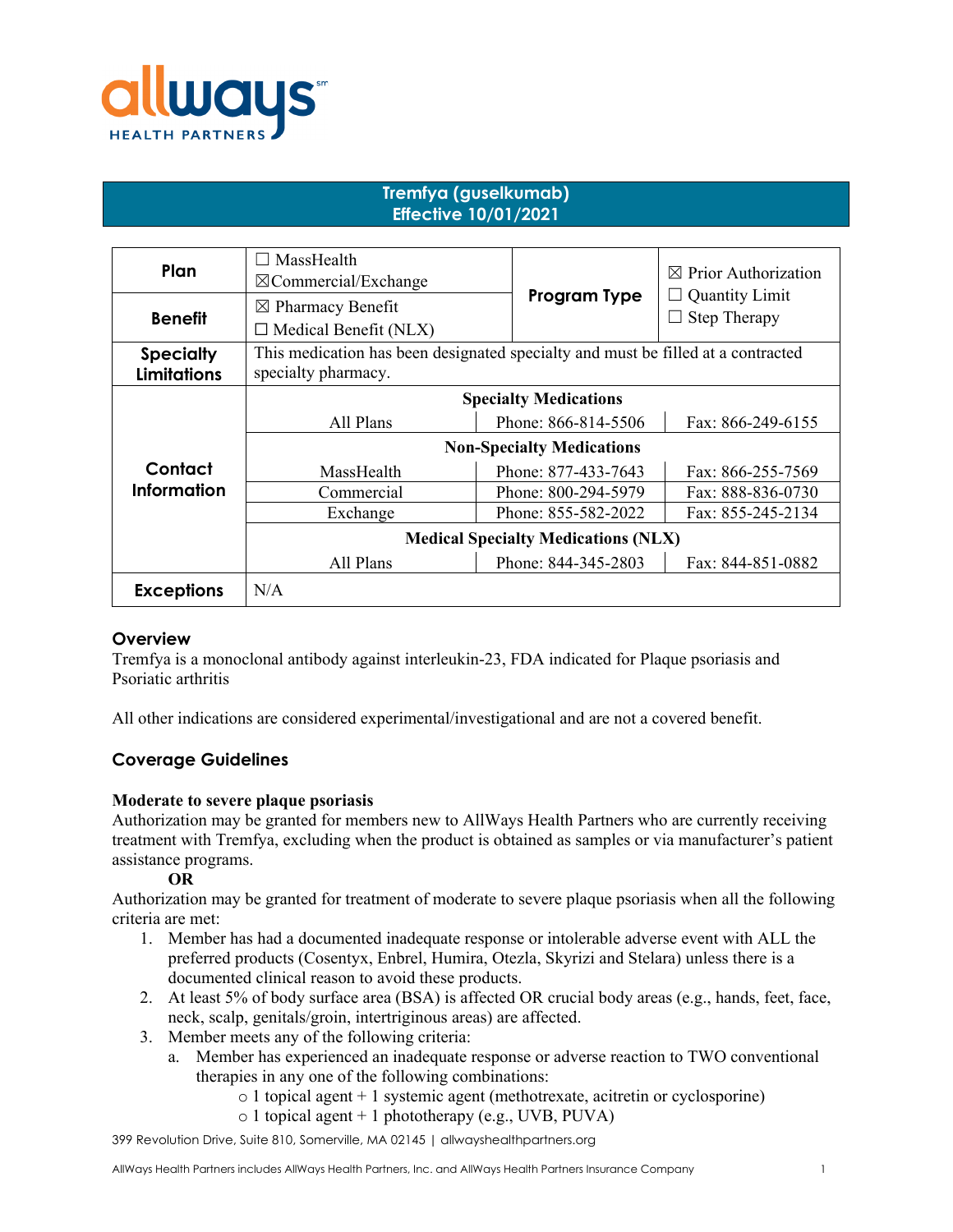# Tremfya (guselkumab)
## Effective 10/01/2021

| | | | |
|---|---|---|---|
| **Plan** | ☐ MassHealth<br>☒Commercial/Exchange | **Program Type** | ☒ Prior Authorization<br>☐ Quantity Limit<br>☐ Step Therapy |
| **Benefit** | ☒ Pharmacy Benefit<br>☐ Medical Benefit (NLX) | | |
| **Specialty Limitations** | This medication has been designated specialty and must be filled at a contracted specialty pharmacy. | | |

| **Contact Information** | | | |
|---|---|---|---|
| | **Specialty Medications** | | |
| | All Plans | Phone: 866-814-5506 | Fax: 866-249-6155 |
| | **Non-Specialty Medications** | | |
| | MassHealth | Phone: 877-433-7643 | Fax: 866-255-7569 |
| | Commercial | Phone: 800-294-5979 | Fax: 888-836-0730 |
| | Exchange | Phone: 855-582-2022 | Fax: 855-245-2134 |
| | **Medical Specialty Medications (NLX)** | | |
| | All Plans | Phone: 844-345-2803 | Fax: 844-851-0882 |
| **Exceptions** | N/A | | |

### Overview

Tremfya is a monoclonal antibody against interleukin-23, FDA indicated for Plaque psoriasis and Psoriatic arthritis

All other indications are considered experimental/investigational and are not a covered benefit.

### Coverage Guidelines

**Moderate to severe plaque psoriasis**

Authorization may be granted for members new to AllWays Health Partners who are currently receiving treatment with Tremfya, excluding when the product is obtained as samples or via manufacturer's patient assistance programs.

**OR**

Authorization may be granted for treatment of moderate to severe plaque psoriasis when all the following criteria are met:

1. Member has had a documented inadequate response or intolerable adverse event with ALL the preferred products (Cosentyx, Enbrel, Humira, Otezla, Skyrizi and Stelara) unless there is a documented clinical reason to avoid these products.
2. At least 5% of body surface area (BSA) is affected OR crucial body areas (e.g., hands, feet, face, neck, scalp, genitals/groin, intertriginous areas) are affected.
3. Member meets any of the following criteria:
   a. Member has experienced an inadequate response or adverse reaction to TWO conventional therapies in any one of the following combinations:
      - 1 topical agent + 1 systemic agent (methotrexate, acitretin or cyclosporine)
      - 1 topical agent + 1 phototherapy (e.g., UVB, PUVA)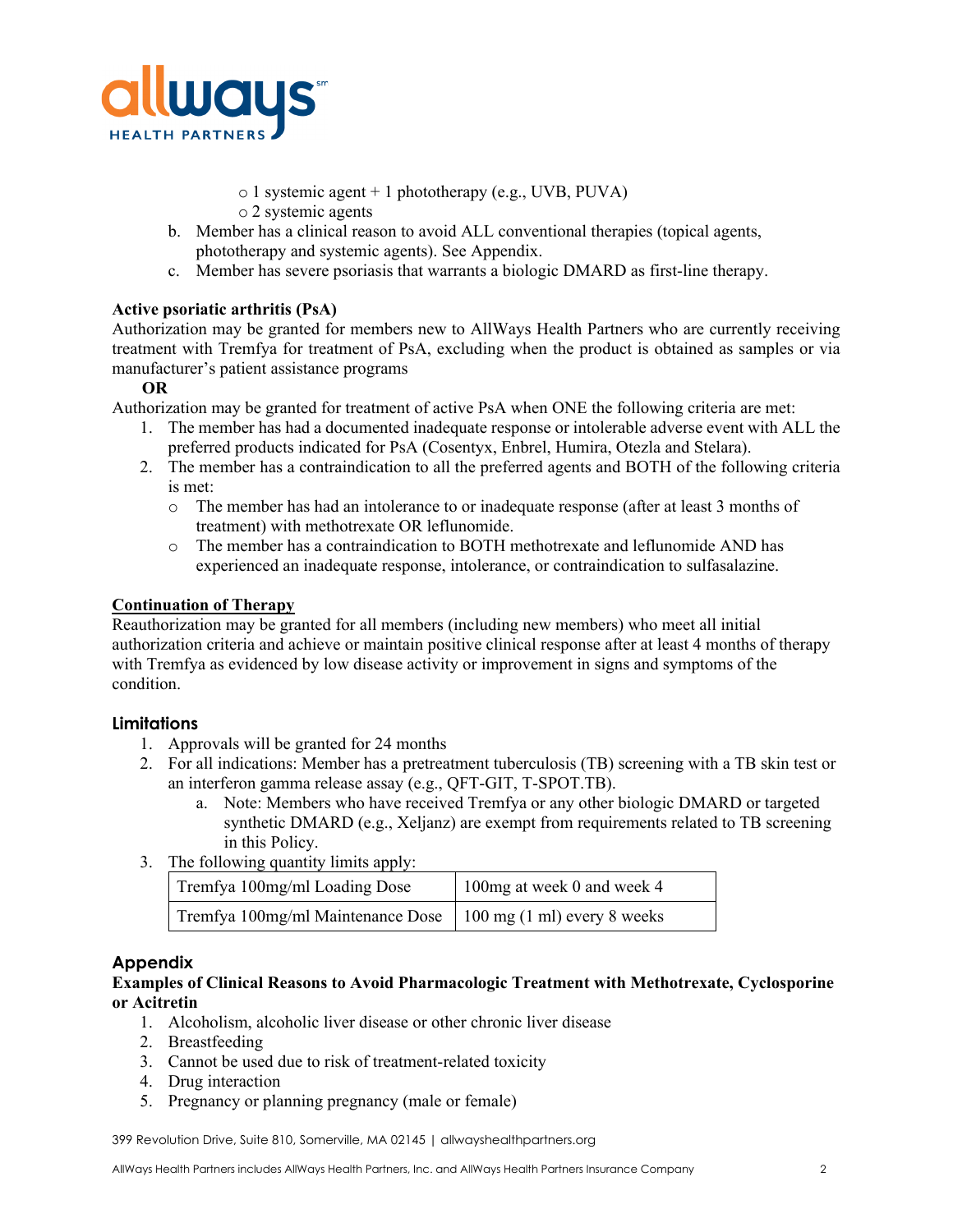- 1 systemic agent + 1 phototherapy (e.g., UVB, PUVA)
- 2 systemic agents

b. Member has a clinical reason to avoid ALL conventional therapies (topical agents, phototherapy and systemic agents). See Appendix.

c. Member has severe psoriasis that warrants a biologic DMARD as first-line therapy.

**Active psoriatic arthritis (PsA)**

Authorization may be granted for members new to AllWays Health Partners who are currently receiving treatment with Tremfya for treatment of PsA, excluding when the product is obtained as samples or via manufacturer's patient assistance programs

**OR**

Authorization may be granted for treatment of active PsA when ONE the following criteria are met:

1. The member has had a documented inadequate response or intolerable adverse event with ALL the preferred products indicated for PsA (Cosentyx, Enbrel, Humira, Otezla and Stelara).
2. The member has a contraindication to all the preferred agents and BOTH of the following criteria is met:
   - The member has had an intolerance to or inadequate response (after at least 3 months of treatment) with methotrexate OR leflunomide.
   - The member has a contraindication to BOTH methotrexate and leflunomide AND has experienced an inadequate response, intolerance, or contraindication to sulfasalazine.

**Continuation of Therapy**

Reauthorization may be granted for all members (including new members) who meet all initial authorization criteria and achieve or maintain positive clinical response after at least 4 months of therapy with Tremfya as evidenced by low disease activity or improvement in signs and symptoms of the condition.

## Limitations

1. Approvals will be granted for 24 months
2. For all indications: Member has a pretreatment tuberculosis (TB) screening with a TB skin test or an interferon gamma release assay (e.g., QFT-GIT, T-SPOT.TB).
   a. Note: Members who have received Tremfya or any other biologic DMARD or targeted synthetic DMARD (e.g., Xeljanz) are exempt from requirements related to TB screening in this Policy.
3. The following quantity limits apply:

| Tremfya 100mg/ml Loading Dose | 100mg at week 0 and week 4 |
|---|---|
| Tremfya 100mg/ml Maintenance Dose | 100 mg (1 ml) every 8 weeks |

## Appendix

**Examples of Clinical Reasons to Avoid Pharmacologic Treatment with Methotrexate, Cyclosporine or Acitretin**

1. Alcoholism, alcoholic liver disease or other chronic liver disease
2. Breastfeeding
3. Cannot be used due to risk of treatment-related toxicity
4. Drug interaction
5. Pregnancy or planning pregnancy (male or female)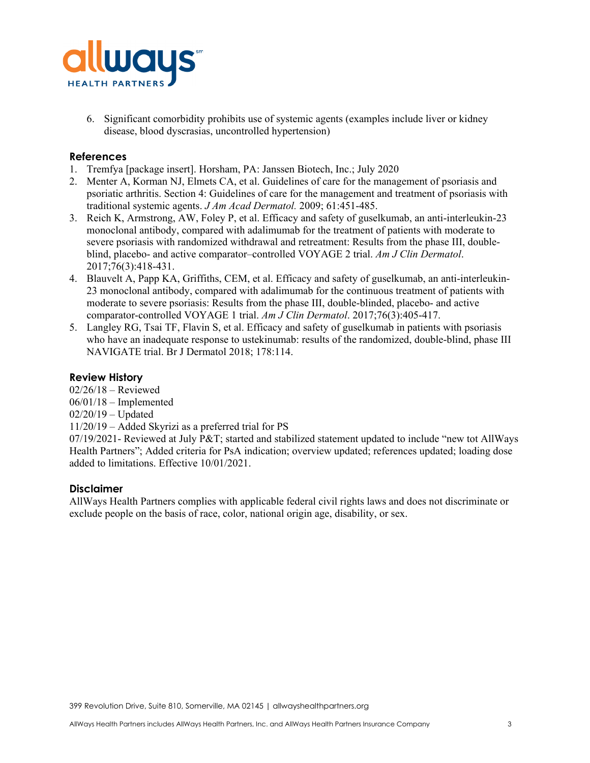6. Significant comorbidity prohibits use of systemic agents (examples include liver or kidney disease, blood dyscrasias, uncontrolled hypertension)

## References

1. Tremfya [package insert]. Horsham, PA: Janssen Biotech, Inc.; July 2020
2. Menter A, Korman NJ, Elmets CA, et al. Guidelines of care for the management of psoriasis and psoriatic arthritis. Section 4: Guidelines of care for the management and treatment of psoriasis with traditional systemic agents. *J Am Acad Dermatol.* 2009; 61:451-485.
3. Reich K, Armstrong, AW, Foley P, et al. Efficacy and safety of guselkumab, an anti-interleukin-23 monoclonal antibody, compared with adalimumab for the treatment of patients with moderate to severe psoriasis with randomized withdrawal and retreatment: Results from the phase III, double-blind, placebo- and active comparator–controlled VOYAGE 2 trial. *Am J Clin Dermatol*. 2017;76(3):418-431.
4. Blauvelt A, Papp KA, Griffiths, CEM, et al. Efficacy and safety of guselkumab, an anti-interleukin-23 monoclonal antibody, compared with adalimumab for the continuous treatment of patients with moderate to severe psoriasis: Results from the phase III, double-blinded, placebo- and active comparator-controlled VOYAGE 1 trial. *Am J Clin Dermatol*. 2017;76(3):405-417.
5. Langley RG, Tsai TF, Flavin S, et al. Efficacy and safety of guselkumab in patients with psoriasis who have an inadequate response to ustekinumab: results of the randomized, double-blind, phase III NAVIGATE trial. Br J Dermatol 2018; 178:114.

## Review History

02/26/18 – Reviewed
06/01/18 – Implemented
02/20/19 – Updated
11/20/19 – Added Skyrizi as a preferred trial for PS
07/19/2021- Reviewed at July P&T; started and stabilized statement updated to include "new tot AllWays Health Partners"; Added criteria for PsA indication; overview updated; references updated; loading dose added to limitations. Effective 10/01/2021.

## Disclaimer

AllWays Health Partners complies with applicable federal civil rights laws and does not discriminate or exclude people on the basis of race, color, national origin age, disability, or sex.